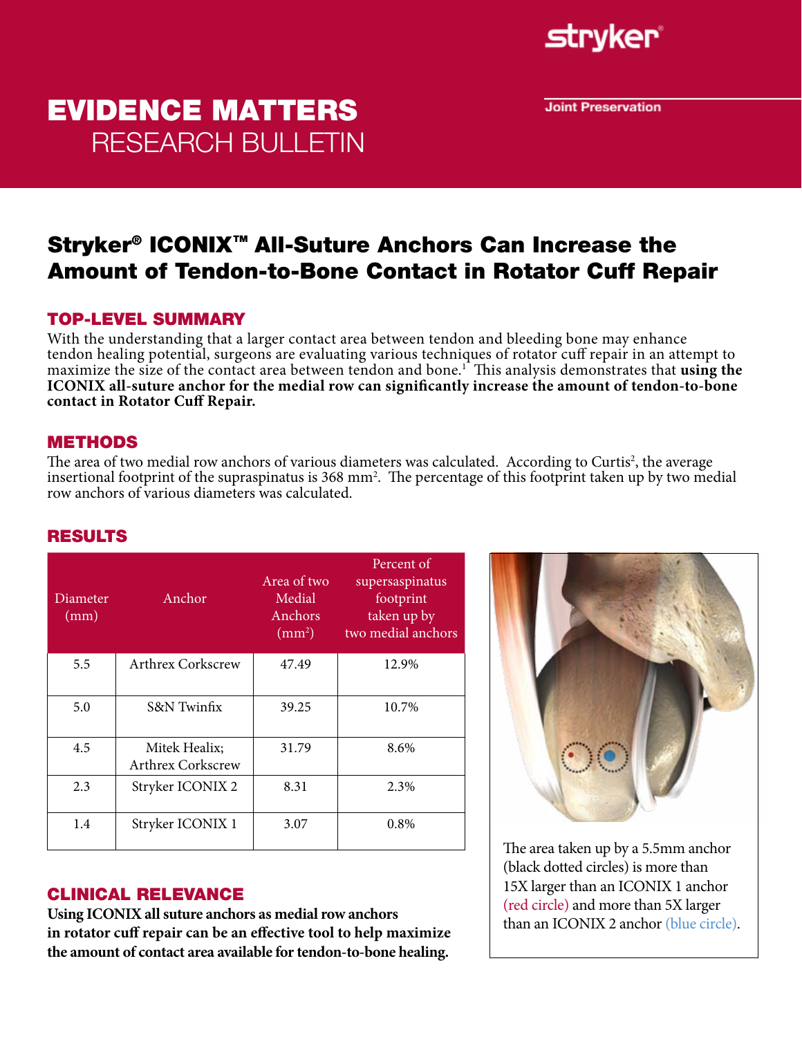# EVIDENCE MATTERS

RESEARCH BULLETIN

Joint Preservation

## Stryker® ICONIX™ All-Suture Anchors Can Increase the Amount of Tendon-to-Bone Contact in Rotator Cuff Repair

### TOP-LEVEL SUMMARY

With the understanding that a larger contact area between tendon and bleeding bone may enhance tendon healing potential, surgeons are evaluating various techniques of rotator cuff repair in an attempt to maximize the size of the contact area between tendon and bone.[1] This analysis demonstrates that **using the ICONIX all-suture anchor for the medial row can significantly increase the amount of tendon-to-bone contact in Rotator Cuff Repair.**

### METHODS

The area of two medial row anchors of various diameters was calculated. According to Curtis[2], the average insertional footprint of the supraspinatus is 368 $mm^2$. The percentage of this footprint taken up by two medial row anchors of various diameters was calculated.

### RESULTS

| Diameter (mm) | Anchor | Area of two Medial Anchors ($mm^2$) | Percent of supersaspinatus footprint taken up by two medial anchors |
|---|---|---|---|
| 5.5 | Arthrex Corkscrew | 47.49 | 12.9% |
| 5.0 | S&N Twinfix | 39.25 | 10.7% |
| 4.5 | Mitek Healix; Arthrex Corkscrew | 31.79 | 8.6% |
| 2.3 | Stryker ICONIX 2 | 8.31 | 2.3% |
| 1.4 | Stryker ICONIX 1 | 3.07 | 0.8% |

The area taken up by a 5.5mm anchor (black dotted circles) is more than 15X larger than an ICONIX 1 anchor (red circle) and more than 5X larger than an ICONIX 2 anchor (blue circle).

### CLINICAL RELEVANCE

**Using ICONIX all suture anchors as medial row anchors in rotator cuff repair can be an effective tool to help maximize the amount of contact area available for tendon-to-bone healing.**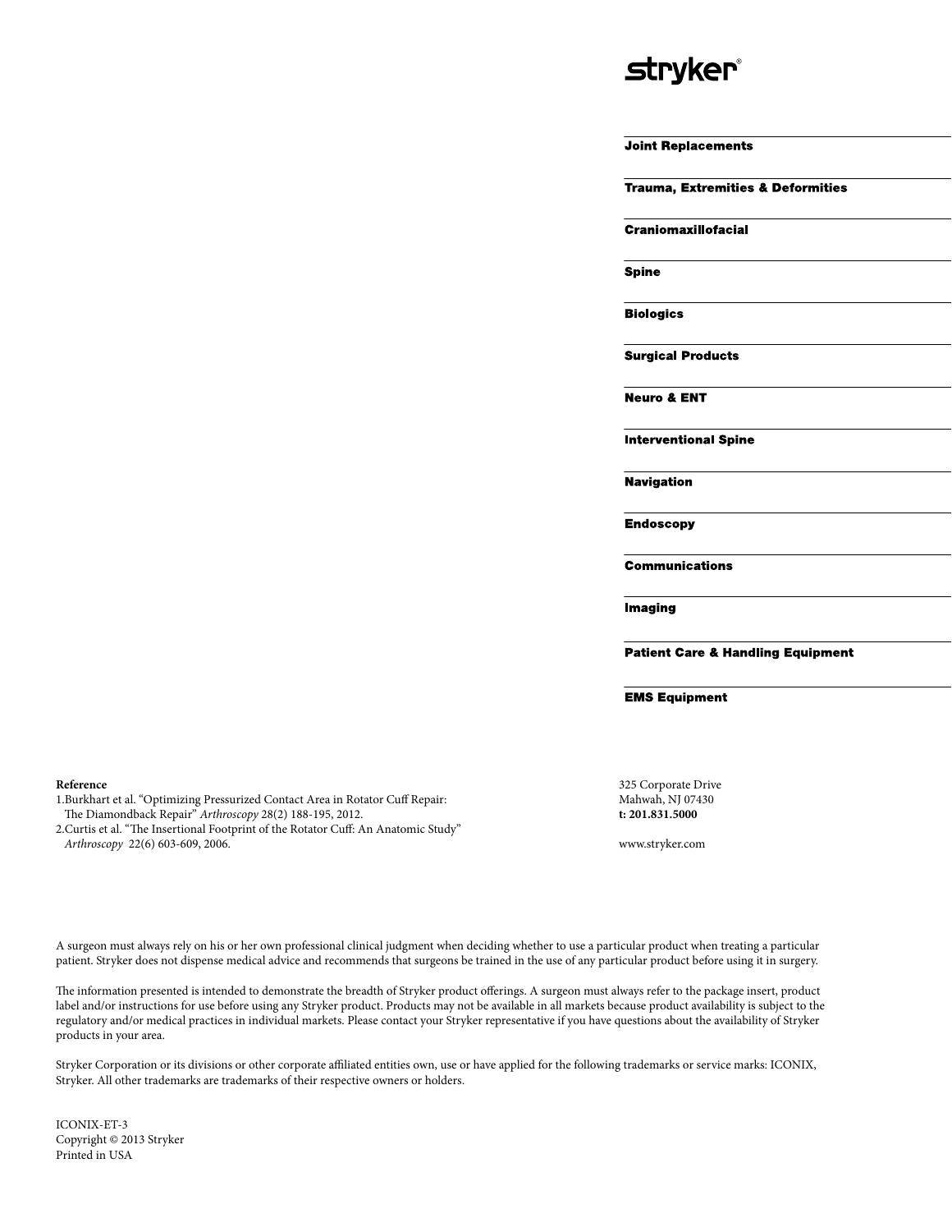stryker

**Joint Replacements**

**Trauma, Extremities & Deformities**

**Craniomaxillofacial**

**Spine**

**Biologics**

**Surgical Products**

**Neuro & ENT**

**Interventional Spine**

**Navigation**

**Endoscopy**

**Communications**

**Imaging**

**Patient Care & Handling Equipment**

**EMS Equipment**

**Reference**

1. Burkhart et al. "Optimizing Pressurized Contact Area in Rotator Cuff Repair: The Diamondback Repair" *Arthroscopy* 28(2) 188-195, 2012.
2. Curtis et al. "The Insertional Footprint of the Rotator Cuff: An Anatomic Study" *Arthroscopy* 22(6) 603-609, 2006.

325 Corporate Drive
Mahwah, NJ 07430
**t: 201.831.5000**

www.stryker.com

A surgeon must always rely on his or her own professional clinical judgment when deciding whether to use a particular product when treating a particular patient. Stryker does not dispense medical advice and recommends that surgeons be trained in the use of any particular product before using it in surgery.

The information presented is intended to demonstrate the breadth of Stryker product offerings. A surgeon must always refer to the package insert, product label and/or instructions for use before using any Stryker product. Products may not be available in all markets because product availability is subject to the regulatory and/or medical practices in individual markets. Please contact your Stryker representative if you have questions about the availability of Stryker products in your area.

Stryker Corporation or its divisions or other corporate affiliated entities own, use or have applied for the following trademarks or service marks: ICONIX, Stryker. All other trademarks are trademarks of their respective owners or holders.

ICONIX-ET-3
Copyright © 2013 Stryker
Printed in USA